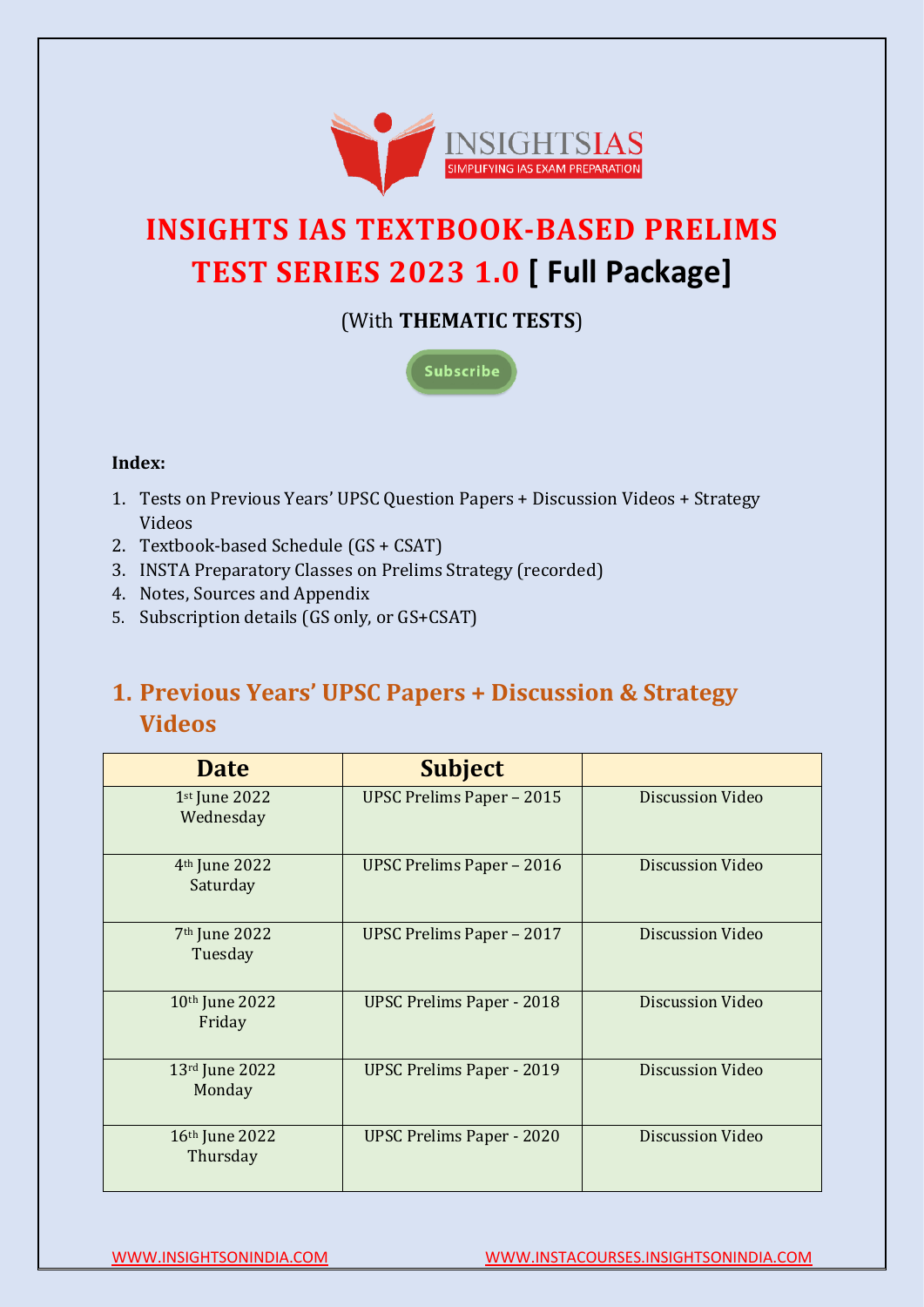# INSIGHTS IAS TEXTBOOK-BASED PRELIMS TEST SERIES 2023 1.0 [ Full Package]

(With **THEMATIC TESTS**)

Subscribe

**Index:**

1. Tests on Previous Years' UPSC Question Papers + Discussion Videos + Strategy Videos
2. Textbook-based Schedule (GS + CSAT)
3. INSTA Preparatory Classes on Prelims Strategy (recorded)
4. Notes, Sources and Appendix
5. Subscription details (GS only, or GS+CSAT)

## 1. Previous Years' UPSC Papers + Discussion & Strategy Videos

| Date | Subject | |
|---|---|---|
| 1st June 2022 Wednesday | UPSC Prelims Paper – 2015 | Discussion Video |
| 4th June 2022 Saturday | UPSC Prelims Paper – 2016 | Discussion Video |
| 7th June 2022 Tuesday | UPSC Prelims Paper – 2017 | Discussion Video |
| 10th June 2022 Friday | UPSC Prelims Paper - 2018 | Discussion Video |
| 13rd June 2022 Monday | UPSC Prelims Paper - 2019 | Discussion Video |
| 16th June 2022 Thursday | UPSC Prelims Paper - 2020 | Discussion Video |

WWW.INSIGHTSONINDIA.COM WWW.INSTACOURSES.INSIGHTSONINDIA.COM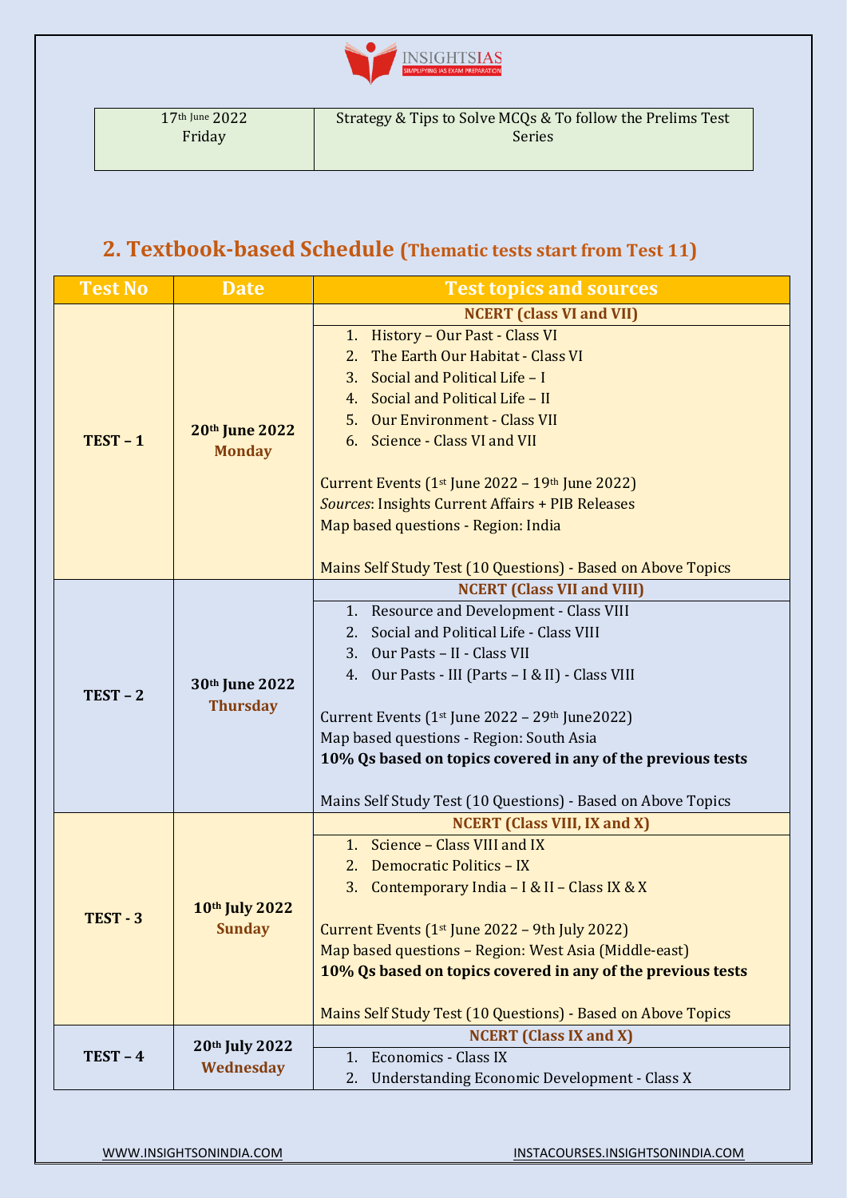| 17th June 2022 Friday | Strategy & Tips to Solve MCQs & To follow the Prelims Test Series |
|---|---|

## 2. Textbook-based Schedule (Thematic tests start from Test 11)

| Test No | Date | Test topics and sources |
|---|---|---|
| **TEST – 1** | **20th June 2022 Monday** | **NCERT (class VI and VII)**<br>1. History – Our Past - Class VI<br>2. The Earth Our Habitat - Class VI<br>3. Social and Political Life – I<br>4. Social and Political Life – II<br>5. Our Environment - Class VII<br>6. Science - Class VI and VII<br><br>Current Events (1st June 2022 – 19th June 2022)<br>*Sources*: Insights Current Affairs + PIB Releases<br>Map based questions - Region: India<br><br>Mains Self Study Test (10 Questions) - Based on Above Topics |
| **TEST – 2** | **30th June 2022 Thursday** | **NCERT (Class VII and VIII)**<br>1. Resource and Development - Class VIII<br>2. Social and Political Life - Class VIII<br>3. Our Pasts – II - Class VII<br>4. Our Pasts - III (Parts – I & II) - Class VIII<br><br>Current Events (1st June 2022 – 29th June2022)<br>Map based questions - Region: South Asia<br>**10% Qs based on topics covered in any of the previous tests**<br><br>Mains Self Study Test (10 Questions) - Based on Above Topics |
| **TEST - 3** | **10th July 2022 Sunday** | **NCERT (Class VIII, IX and X)**<br>1. Science – Class VIII and IX<br>2. Democratic Politics – IX<br>3. Contemporary India – I & II – Class IX & X<br><br>Current Events (1st June 2022 – 9th July 2022)<br>Map based questions – Region: West Asia (Middle-east)<br>**10% Qs based on topics covered in any of the previous tests**<br><br>Mains Self Study Test (10 Questions) - Based on Above Topics |
| **TEST – 4** | **20th July 2022 Wednesday** | **NCERT (Class IX and X)**<br>1. Economics - Class IX<br>2. Understanding Economic Development - Class X |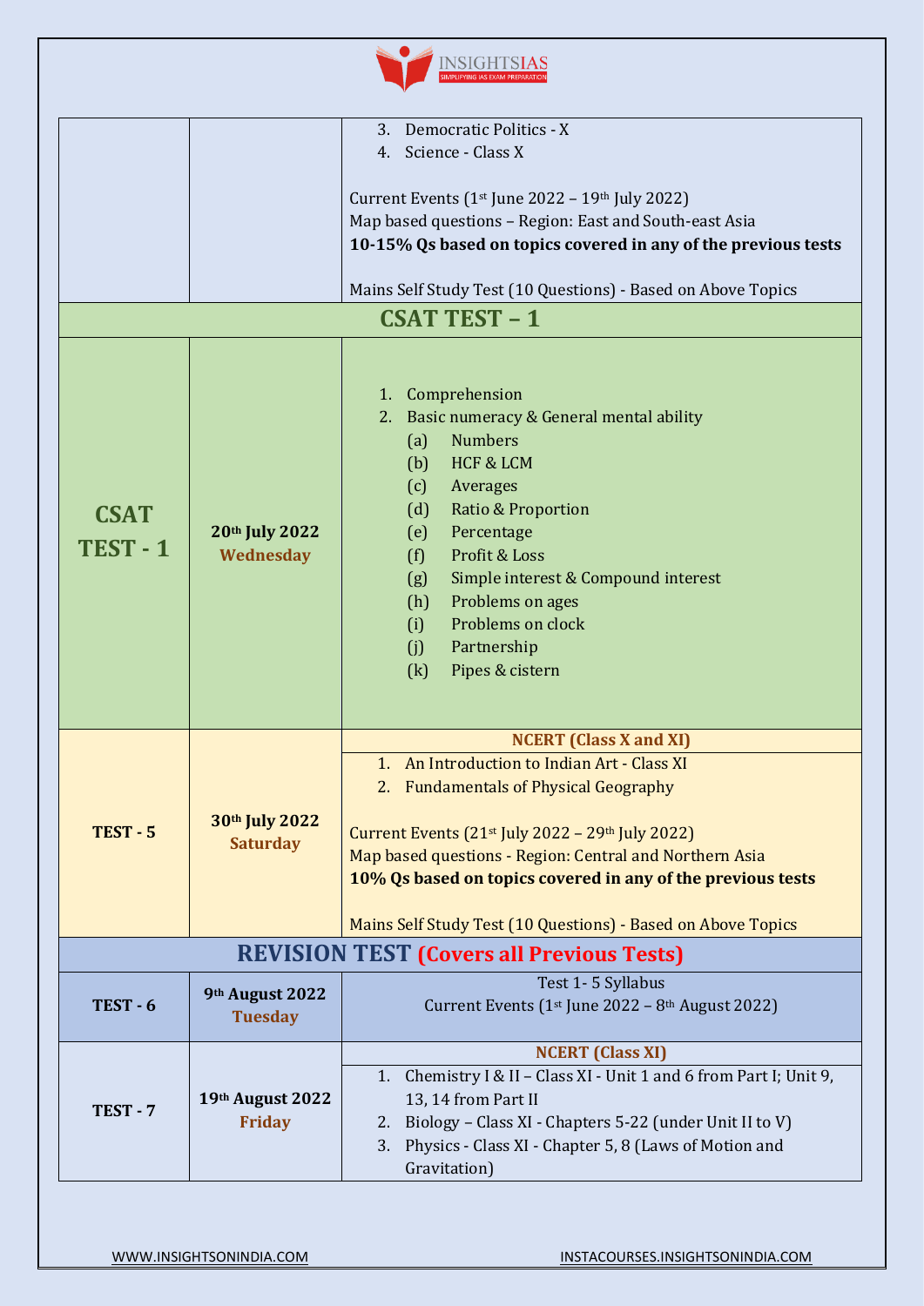| | | |
|---|---|---|
| | | 3. Democratic Politics - X<br>4. Science - Class X<br><br>Current Events (1st June 2022 – 19th July 2022)<br>Map based questions – Region: East and South-east Asia<br>**10-15% Qs based on topics covered in any of the previous tests**<br><br>Mains Self Study Test (10 Questions) - Based on Above Topics |
| **CSAT TEST – 1** | | |
| **CSAT TEST - 1** | **20th July 2022**<br>**Wednesday** | 1. Comprehension<br>2. Basic numeracy & General mental ability<br>(a) Numbers<br>(b) HCF & LCM<br>(c) Averages<br>(d) Ratio & Proportion<br>(e) Percentage<br>(f) Profit & Loss<br>(g) Simple interest & Compound interest<br>(h) Problems on ages<br>(i) Problems on clock<br>(j) Partnership<br>(k) Pipes & cistern |
| **TEST - 5** | **30th July 2022**<br>**Saturday** | **NCERT (Class X and XI)**<br>1. An Introduction to Indian Art - Class XI<br>2. Fundamentals of Physical Geography<br><br>Current Events (21st July 2022 – 29th July 2022)<br>Map based questions - Region: Central and Northern Asia<br>**10% Qs based on topics covered in any of the previous tests**<br><br>Mains Self Study Test (10 Questions) - Based on Above Topics |
| **REVISION TEST (Covers all Previous Tests)** | | |
| **TEST - 6** | **9th August 2022**<br>**Tuesday** | Test 1- 5 Syllabus<br>Current Events (1st June 2022 – 8th August 2022) |
| **TEST - 7** | **19th August 2022**<br>**Friday** | **NCERT (Class XI)**<br>1. Chemistry I & II – Class XI - Unit 1 and 6 from Part I; Unit 9, 13, 14 from Part II<br>2. Biology – Class XI - Chapters 5-22 (under Unit II to V)<br>3. Physics - Class XI - Chapter 5, 8 (Laws of Motion and Gravitation) |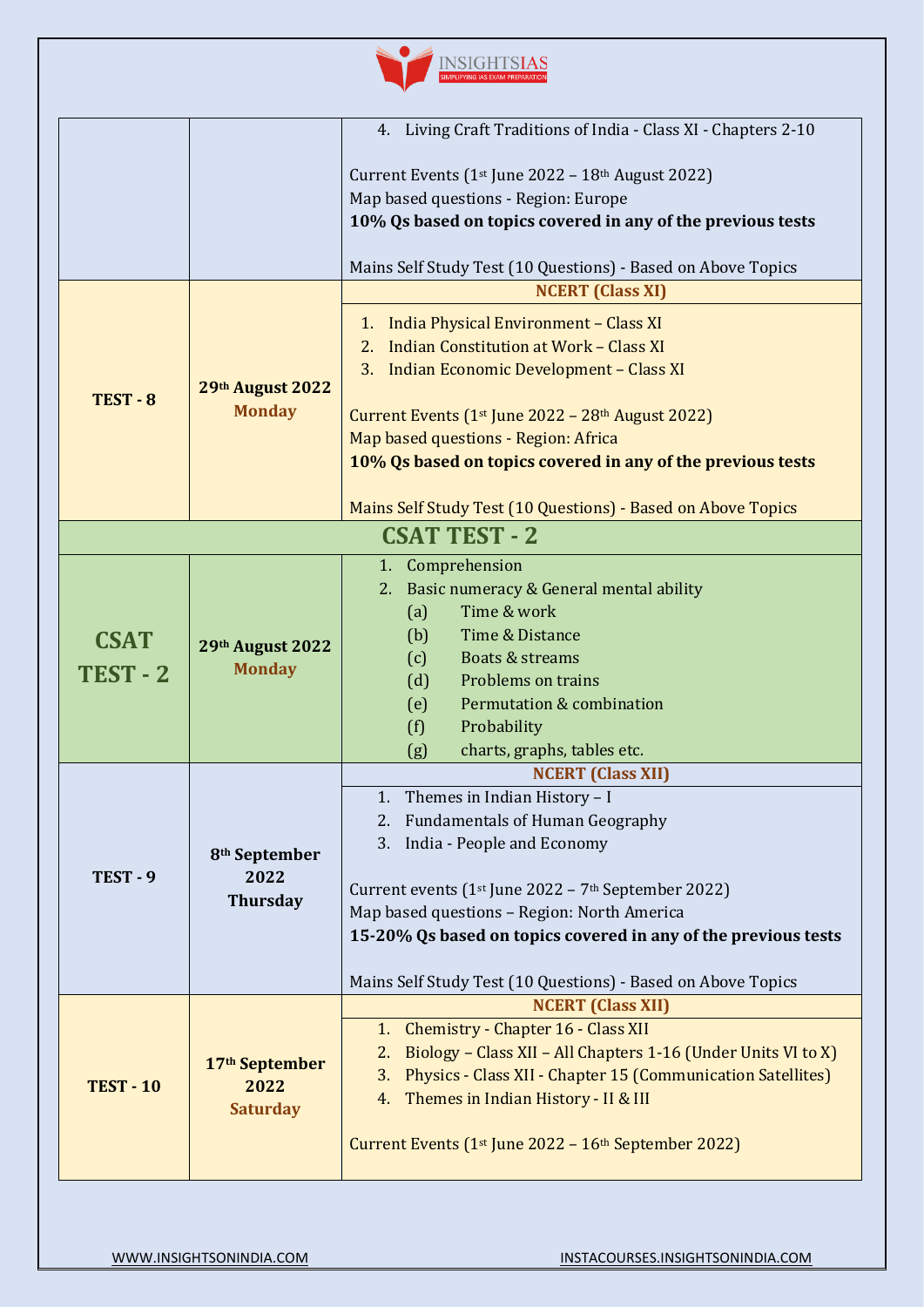| | | |
|---|---|---|
| | | 4. Living Craft Traditions of India - Class XI - Chapters 2-10<br><br>Current Events (1st June 2022 – 18th August 2022)<br>Map based questions - Region: Europe<br>**10% Qs based on topics covered in any of the previous tests**<br><br>Mains Self Study Test (10 Questions) - Based on Above Topics |
| **TEST - 8** | **29th August 2022**<br>**Monday** | **NCERT (Class XI)**<br><br>1. India Physical Environment – Class XI<br>2. Indian Constitution at Work – Class XI<br>3. Indian Economic Development – Class XI<br><br>Current Events (1st June 2022 – 28th August 2022)<br>Map based questions - Region: Africa<br>**10% Qs based on topics covered in any of the previous tests**<br><br>Mains Self Study Test (10 Questions) - Based on Above Topics |
| **CSAT TEST - 2** | | |
| **CSAT TEST - 2** | **29th August 2022**<br>**Monday** | 1. Comprehension<br>2. Basic numeracy & General mental ability<br>(a) Time & work<br>(b) Time & Distance<br>(c) Boats & streams<br>(d) Problems on trains<br>(e) Permutation & combination<br>(f) Probability<br>(g) charts, graphs, tables etc. |
| **TEST - 9** | **8th September 2022**<br>**Thursday** | **NCERT (Class XII)**<br><br>1. Themes in Indian History – I<br>2. Fundamentals of Human Geography<br>3. India - People and Economy<br><br>Current events (1st June 2022 – 7th September 2022)<br>Map based questions – Region: North America<br>**15-20% Qs based on topics covered in any of the previous tests**<br><br>Mains Self Study Test (10 Questions) - Based on Above Topics |
| **TEST - 10** | **17th September 2022**<br>**Saturday** | **NCERT (Class XII)**<br><br>1. Chemistry - Chapter 16 - Class XII<br>2. Biology – Class XII – All Chapters 1-16 (Under Units VI to X)<br>3. Physics - Class XII - Chapter 15 (Communication Satellites)<br>4. Themes in Indian History - II & III<br><br>Current Events (1st June 2022 – 16th September 2022) |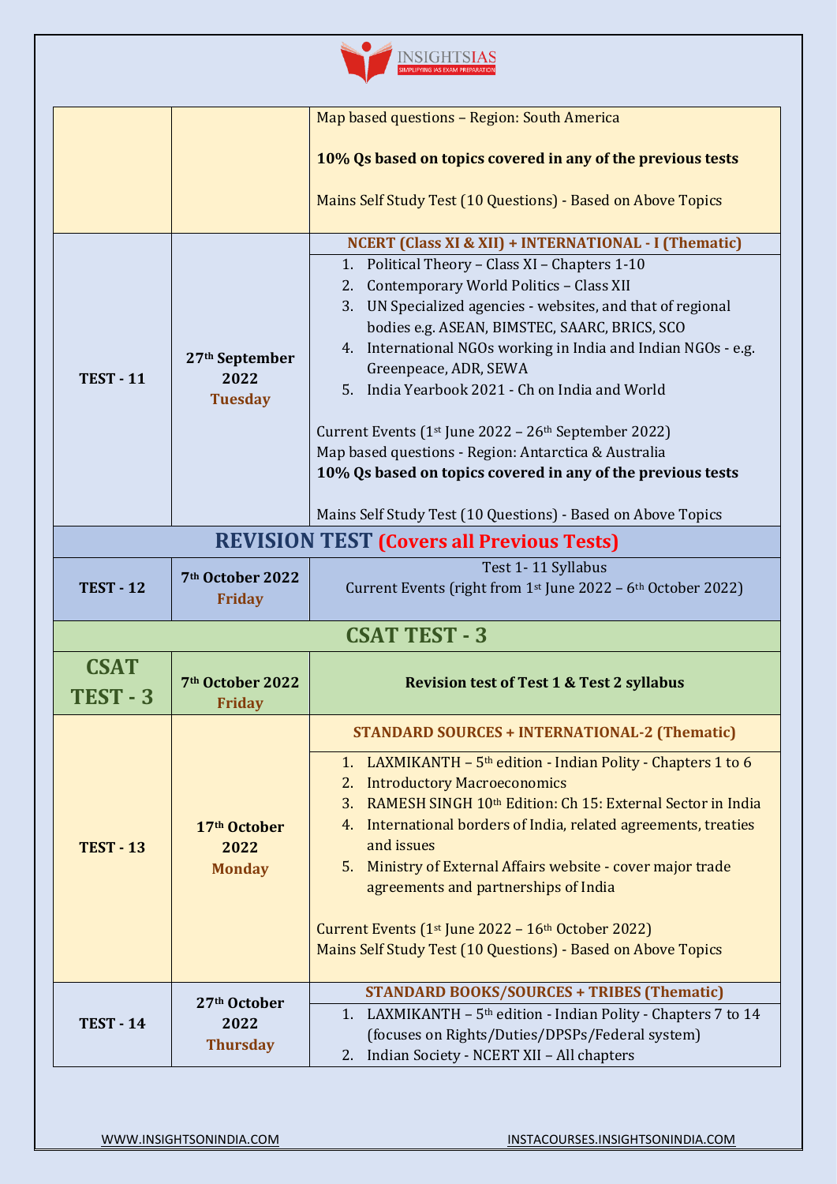| | | |
|---|---|---|
| | | Map based questions – Region: South America<br><br>**10% Qs based on topics covered in any of the previous tests**<br><br>Mains Self Study Test (10 Questions) - Based on Above Topics |
| **TEST - 11** | **27th September 2022 Tuesday** | **NCERT (Class XI & XII) + INTERNATIONAL - I (Thematic)**<br>1. Political Theory – Class XI – Chapters 1-10<br>2. Contemporary World Politics – Class XII<br>3. UN Specialized agencies - websites, and that of regional bodies e.g. ASEAN, BIMSTEC, SAARC, BRICS, SCO<br>4. International NGOs working in India and Indian NGOs - e.g. Greenpeace, ADR, SEWA<br>5. India Yearbook 2021 - Ch on India and World<br><br>Current Events (1st June 2022 – 26th September 2022)<br>Map based questions - Region: Antarctica & Australia<br>**10% Qs based on topics covered in any of the previous tests**<br><br>Mains Self Study Test (10 Questions) - Based on Above Topics |
| **REVISION TEST (Covers all Previous Tests)** | | |
| **TEST - 12** | **7th October 2022 Friday** | Test 1- 11 Syllabus<br>Current Events (right from 1st June 2022 – 6th October 2022) |
| **CSAT TEST - 3** | | |
| **CSAT TEST - 3** | **7th October 2022 Friday** | **Revision test of Test 1 & Test 2 syllabus** |
| **TEST - 13** | **17th October 2022 Monday** | **STANDARD SOURCES + INTERNATIONAL-2 (Thematic)**<br>1. LAXMIKANTH – 5th edition - Indian Polity - Chapters 1 to 6<br>2. Introductory Macroeconomics<br>3. RAMESH SINGH 10th Edition: Ch 15: External Sector in India<br>4. International borders of India, related agreements, treaties and issues<br>5. Ministry of External Affairs website - cover major trade agreements and partnerships of India<br><br>Current Events (1st June 2022 – 16th October 2022)<br>Mains Self Study Test (10 Questions) - Based on Above Topics |
| **TEST - 14** | **27th October 2022 Thursday** | **STANDARD BOOKS/SOURCES + TRIBES (Thematic)**<br>1. LAXMIKANTH – 5th edition - Indian Polity - Chapters 7 to 14 (focuses on Rights/Duties/DPSPs/Federal system)<br>2. Indian Society - NCERT XII – All chapters |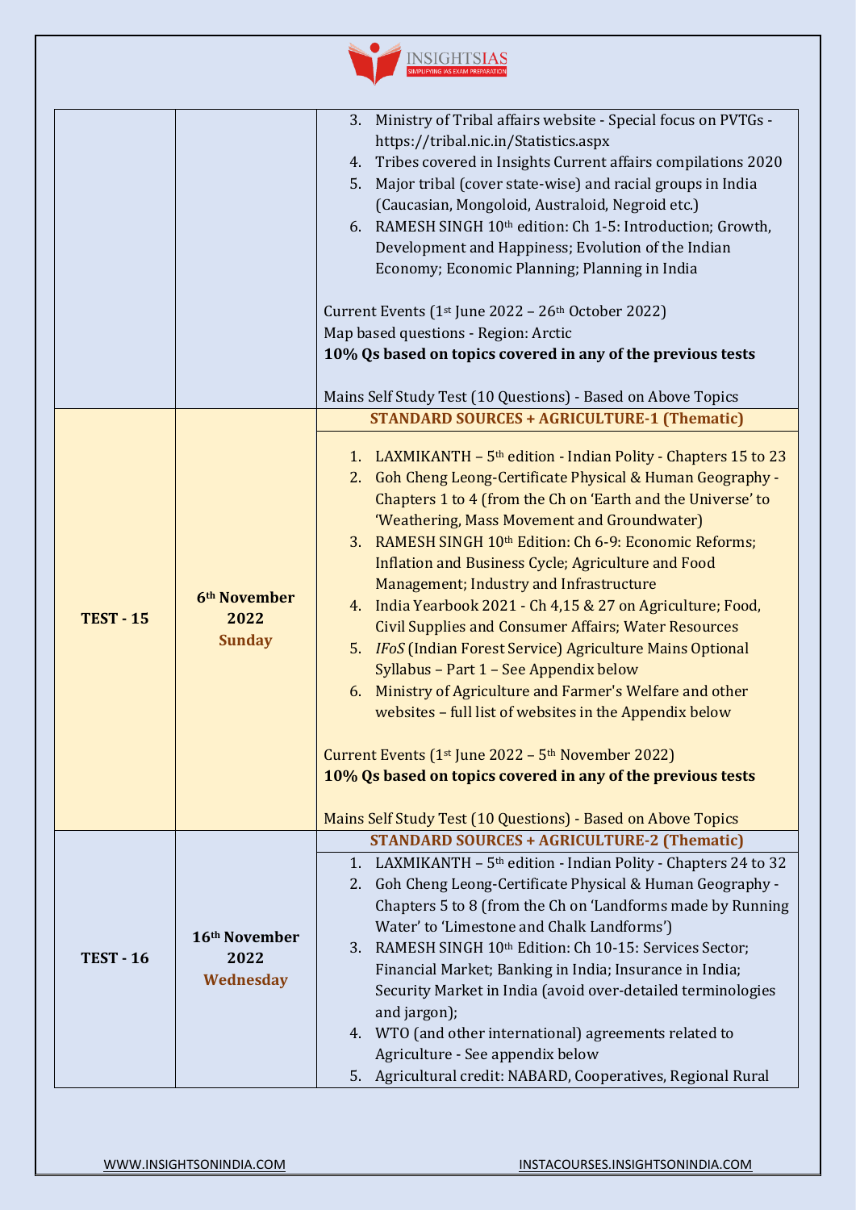| | | |
|---|---|---|
| | | 3. Ministry of Tribal affairs website - Special focus on PVTGs - https://tribal.nic.in/Statistics.aspx<br>4. Tribes covered in Insights Current affairs compilations 2020<br>5. Major tribal (cover state-wise) and racial groups in India (Caucasian, Mongoloid, Australoid, Negroid etc.)<br>6. RAMESH SINGH 10th edition: Ch 1-5: Introduction; Growth, Development and Happiness; Evolution of the Indian Economy; Economic Planning; Planning in India<br><br>Current Events (1st June 2022 – 26th October 2022)<br>Map based questions - Region: Arctic<br>**10% Qs based on topics covered in any of the previous tests**<br><br>Mains Self Study Test (10 Questions) - Based on Above Topics |
| **TEST - 15** | **6th November 2022 Sunday** | **STANDARD SOURCES + AGRICULTURE-1 (Thematic)**<br><br>1. LAXMIKANTH – 5th edition - Indian Polity - Chapters 15 to 23<br>2. Goh Cheng Leong-Certificate Physical & Human Geography - Chapters 1 to 4 (from the Ch on 'Earth and the Universe' to 'Weathering, Mass Movement and Groundwater)<br>3. RAMESH SINGH 10th Edition: Ch 6-9: Economic Reforms; Inflation and Business Cycle; Agriculture and Food Management; Industry and Infrastructure<br>4. India Yearbook 2021 - Ch 4,15 & 27 on Agriculture; Food, Civil Supplies and Consumer Affairs; Water Resources<br>5. *IFoS* (Indian Forest Service) Agriculture Mains Optional Syllabus – Part 1 – See Appendix below<br>6. Ministry of Agriculture and Farmer's Welfare and other websites – full list of websites in the Appendix below<br><br>Current Events (1st June 2022 – 5th November 2022)<br>**10% Qs based on topics covered in any of the previous tests**<br><br>Mains Self Study Test (10 Questions) - Based on Above Topics |
| **TEST - 16** | **16th November 2022 Wednesday** | **STANDARD SOURCES + AGRICULTURE-2 (Thematic)**<br>1. LAXMIKANTH – 5th edition - Indian Polity - Chapters 24 to 32<br>2. Goh Cheng Leong-Certificate Physical & Human Geography - Chapters 5 to 8 (from the Ch on 'Landforms made by Running Water' to 'Limestone and Chalk Landforms')<br>3. RAMESH SINGH 10th Edition: Ch 10-15: Services Sector; Financial Market; Banking in India; Insurance in India; Security Market in India (avoid over-detailed terminologies and jargon);<br>4. WTO (and other international) agreements related to Agriculture - See appendix below<br>5. Agricultural credit: NABARD, Cooperatives, Regional Rural |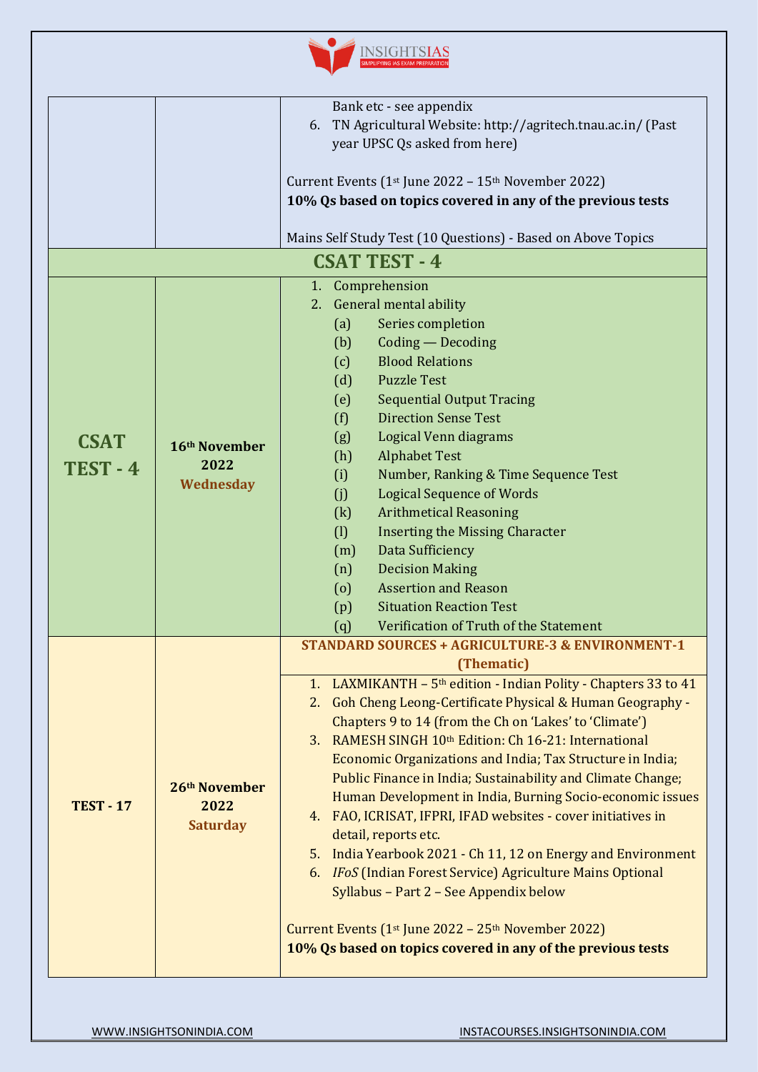| | | |
|---|---|---|
| | | Bank etc - see appendix<br>6. TN Agricultural Website: http://agritech.tnau.ac.in/ (Past year UPSC Qs asked from here)<br><br>Current Events (1st June 2022 – 15th November 2022)<br>**10% Qs based on topics covered in any of the previous tests**<br><br>Mains Self Study Test (10 Questions) - Based on Above Topics |
| **CSAT TEST - 4** | | |
| **CSAT TEST - 4** | **16th November 2022**<br>**Wednesday** | 1. Comprehension<br>2. General mental ability<br>(a) Series completion<br>(b) Coding — Decoding<br>(c) Blood Relations<br>(d) Puzzle Test<br>(e) Sequential Output Tracing<br>(f) Direction Sense Test<br>(g) Logical Venn diagrams<br>(h) Alphabet Test<br>(i) Number, Ranking & Time Sequence Test<br>(j) Logical Sequence of Words<br>(k) Arithmetical Reasoning<br>(l) Inserting the Missing Character<br>(m) Data Sufficiency<br>(n) Decision Making<br>(o) Assertion and Reason<br>(p) Situation Reaction Test<br>(q) Verification of Truth of the Statement |
| **TEST - 17** | **26th November 2022**<br>**Saturday** | **STANDARD SOURCES + AGRICULTURE-3 & ENVIRONMENT-1 (Thematic)**<br><br>1. LAXMIKANTH – 5th edition - Indian Polity - Chapters 33 to 41<br>2. Goh Cheng Leong-Certificate Physical & Human Geography - Chapters 9 to 14 (from the Ch on 'Lakes' to 'Climate')<br>3. RAMESH SINGH 10th Edition: Ch 16-21: International Economic Organizations and India; Tax Structure in India; Public Finance in India; Sustainability and Climate Change; Human Development in India, Burning Socio-economic issues<br>4. FAO, ICRISAT, IFPRI, IFAD websites - cover initiatives in detail, reports etc.<br>5. India Yearbook 2021 - Ch 11, 12 on Energy and Environment<br>6. *IFoS* (Indian Forest Service) Agriculture Mains Optional Syllabus – Part 2 – See Appendix below<br><br>Current Events (1st June 2022 – 25th November 2022)<br>**10% Qs based on topics covered in any of the previous tests** |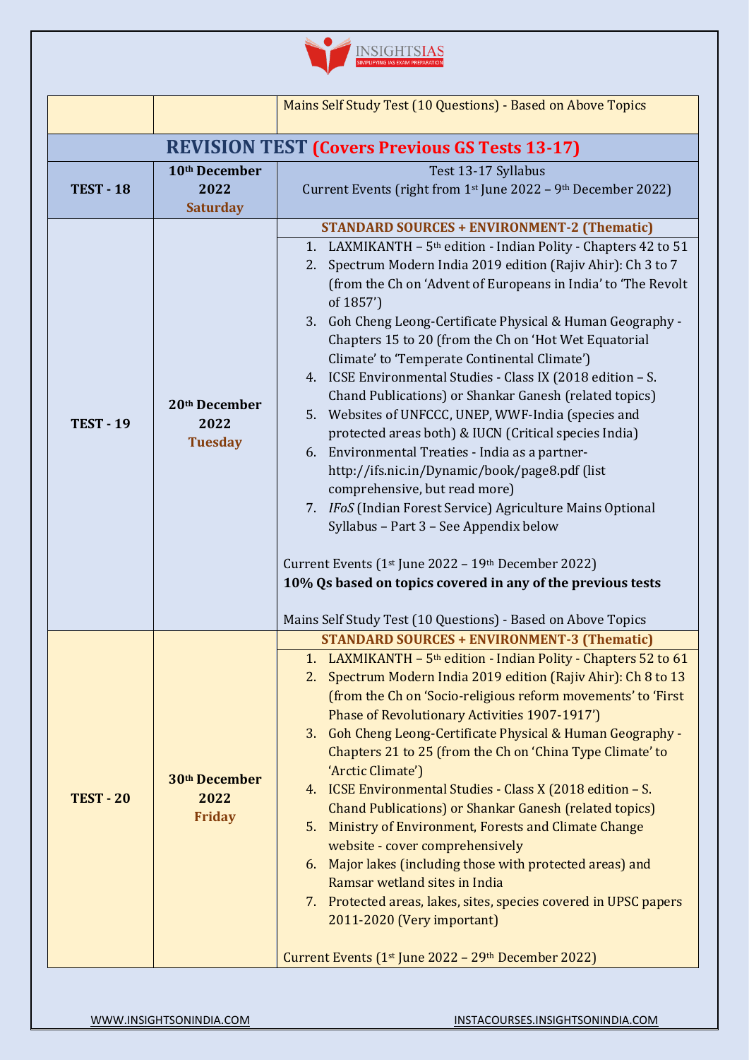| | | Mains Self Study Test (10 Questions) - Based on Above Topics |
|---|---|---|
| **REVISION TEST (Covers Previous GS Tests 13-17)** | | |
| **TEST - 18** | **10th December 2022 Saturday** | Test 13-17 Syllabus<br>Current Events (right from 1st June 2022 – 9th December 2022) |
| **TEST - 19** | **20th December 2022 Tuesday** | **STANDARD SOURCES + ENVIRONMENT-2 (Thematic)**<br>1. LAXMIKANTH – 5th edition - Indian Polity - Chapters 42 to 51<br>2. Spectrum Modern India 2019 edition (Rajiv Ahir): Ch 3 to 7 (from the Ch on 'Advent of Europeans in India' to 'The Revolt of 1857')<br>3. Goh Cheng Leong-Certificate Physical & Human Geography - Chapters 15 to 20 (from the Ch on 'Hot Wet Equatorial Climate' to 'Temperate Continental Climate')<br>4. ICSE Environmental Studies - Class IX (2018 edition – S. Chand Publications) or Shankar Ganesh (related topics)<br>5. Websites of UNFCCC, UNEP, WWF-India (species and protected areas both) & IUCN (Critical species India)<br>6. Environmental Treaties - India as a partner- http://ifs.nic.in/Dynamic/book/page8.pdf (list comprehensive, but read more)<br>7. *IFoS* (Indian Forest Service) Agriculture Mains Optional Syllabus – Part 3 – See Appendix below<br><br>Current Events (1st June 2022 – 19th December 2022)<br>**10% Qs based on topics covered in any of the previous tests**<br><br>Mains Self Study Test (10 Questions) - Based on Above Topics |
| **TEST - 20** | **30th December 2022 Friday** | **STANDARD SOURCES + ENVIRONMENT-3 (Thematic)**<br>1. LAXMIKANTH – 5th edition - Indian Polity - Chapters 52 to 61<br>2. Spectrum Modern India 2019 edition (Rajiv Ahir): Ch 8 to 13 (from the Ch on 'Socio-religious reform movements' to 'First Phase of Revolutionary Activities 1907-1917')<br>3. Goh Cheng Leong-Certificate Physical & Human Geography - Chapters 21 to 25 (from the Ch on 'China Type Climate' to 'Arctic Climate')<br>4. ICSE Environmental Studies - Class X (2018 edition – S. Chand Publications) or Shankar Ganesh (related topics)<br>5. Ministry of Environment, Forests and Climate Change website - cover comprehensively<br>6. Major lakes (including those with protected areas) and Ramsar wetland sites in India<br>7. Protected areas, lakes, sites, species covered in UPSC papers 2011-2020 (Very important)<br><br>Current Events (1st June 2022 – 29th December 2022) |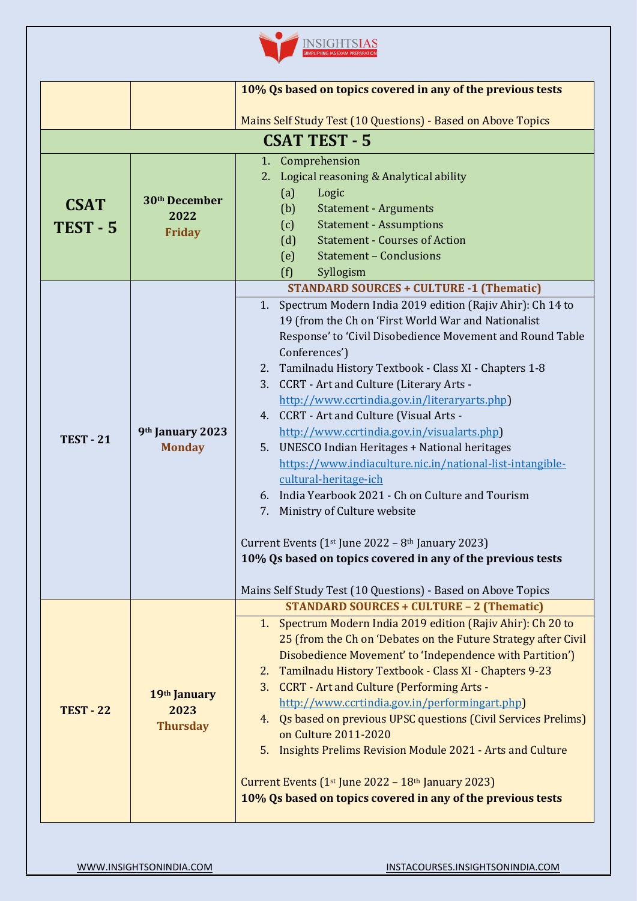| | | |
|---|---|---|
| | | **10% Qs based on topics covered in any of the previous tests**<br><br>Mains Self Study Test (10 Questions) - Based on Above Topics |
| **CSAT TEST - 5** | | |
| **CSAT TEST - 5** | **30th December 2022 Friday** | 1. Comprehension<br>2. Logical reasoning & Analytical ability<br>(a) Logic<br>(b) Statement - Arguments<br>(c) Statement - Assumptions<br>(d) Statement - Courses of Action<br>(e) Statement – Conclusions<br>(f) Syllogism |
| **TEST - 21** | **9th January 2023 Monday** | **STANDARD SOURCES + CULTURE -1 (Thematic)**<br>1. Spectrum Modern India 2019 edition (Rajiv Ahir): Ch 14 to 19 (from the Ch on 'First World War and Nationalist Response' to 'Civil Disobedience Movement and Round Table Conferences')<br>2. Tamilnadu History Textbook - Class XI - Chapters 1-8<br>3. CCRT - Art and Culture (Literary Arts - http://www.ccrtindia.gov.in/literaryarts.php)<br>4. CCRT - Art and Culture (Visual Arts - http://www.ccrtindia.gov.in/visualarts.php)<br>5. UNESCO Indian Heritages + National heritages https://www.indiaculture.nic.in/national-list-intangible-cultural-heritage-ich<br>6. India Yearbook 2021 - Ch on Culture and Tourism<br>7. Ministry of Culture website<br><br>Current Events (1st June 2022 – 8th January 2023)<br>**10% Qs based on topics covered in any of the previous tests**<br><br>Mains Self Study Test (10 Questions) - Based on Above Topics |
| **TEST - 22** | **19th January 2023 Thursday** | **STANDARD SOURCES + CULTURE – 2 (Thematic)**<br>1. Spectrum Modern India 2019 edition (Rajiv Ahir): Ch 20 to 25 (from the Ch on 'Debates on the Future Strategy after Civil Disobedience Movement' to 'Independence with Partition')<br>2. Tamilnadu History Textbook - Class XI - Chapters 9-23<br>3. CCRT - Art and Culture (Performing Arts - http://www.ccrtindia.gov.in/performingart.php)<br>4. Qs based on previous UPSC questions (Civil Services Prelims) on Culture 2011-2020<br>5. Insights Prelims Revision Module 2021 - Arts and Culture<br><br>Current Events (1st June 2022 – 18th January 2023)<br>**10% Qs based on topics covered in any of the previous tests** |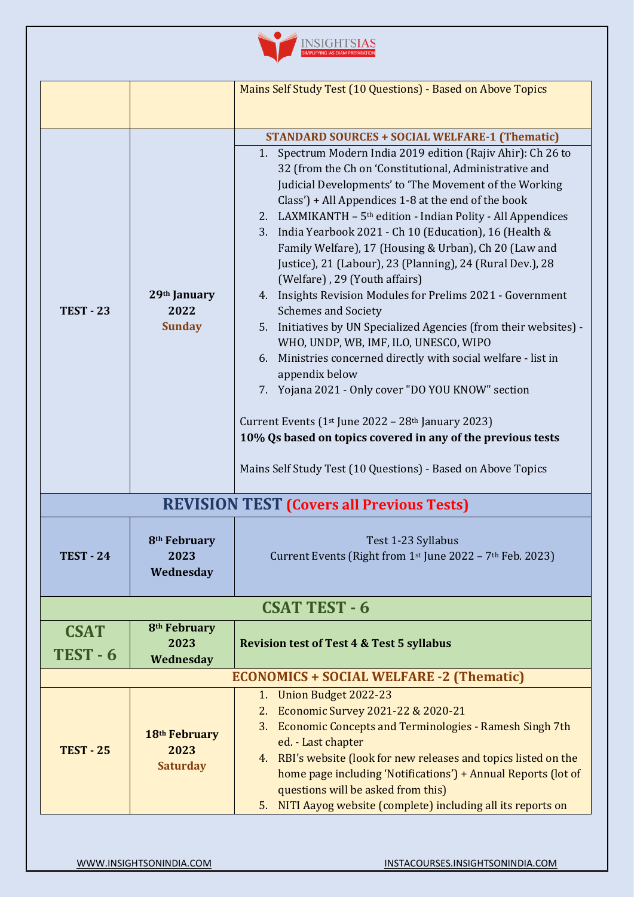| | | |
|---|---|---|
| | | Mains Self Study Test (10 Questions) - Based on Above Topics |
| **TEST - 23** | **29th January 2022** **Sunday** | **STANDARD SOURCES + SOCIAL WELFARE-1 (Thematic)**<br>1. Spectrum Modern India 2019 edition (Rajiv Ahir): Ch 26 to 32 (from the Ch on 'Constitutional, Administrative and Judicial Developments' to 'The Movement of the Working Class') + All Appendices 1-8 at the end of the book<br>2. LAXMIKANTH – 5th edition - Indian Polity - All Appendices<br>3. India Yearbook 2021 - Ch 10 (Education), 16 (Health & Family Welfare), 17 (Housing & Urban), Ch 20 (Law and Justice), 21 (Labour), 23 (Planning), 24 (Rural Dev.), 28 (Welfare) , 29 (Youth affairs)<br>4. Insights Revision Modules for Prelims 2021 - Government Schemes and Society<br>5. Initiatives by UN Specialized Agencies (from their websites) - WHO, UNDP, WB, IMF, ILO, UNESCO, WIPO<br>6. Ministries concerned directly with social welfare - list in appendix below<br>7. Yojana 2021 - Only cover "DO YOU KNOW" section<br><br>Current Events (1st June 2022 – 28th January 2023)<br>**10% Qs based on topics covered in any of the previous tests**<br><br>Mains Self Study Test (10 Questions) - Based on Above Topics |
| **REVISION TEST (Covers all Previous Tests)** | | |
| **TEST - 24** | **8th February 2023 Wednesday** | Test 1-23 Syllabus<br>Current Events (Right from 1st June 2022 – 7th Feb. 2023) |
| **CSAT TEST - 6** | | |
| **CSAT TEST - 6** | **8th February 2023 Wednesday** | **Revision test of Test 4 & Test 5 syllabus** |
| | | **ECONOMICS + SOCIAL WELFARE -2 (Thematic)** |
| **TEST - 25** | **18th February 2023** **Saturday** | 1. Union Budget 2022-23<br>2. Economic Survey 2021-22 & 2020-21<br>3. Economic Concepts and Terminologies - Ramesh Singh 7th ed. - Last chapter<br>4. RBI's website (look for new releases and topics listed on the home page including 'Notifications') + Annual Reports (lot of questions will be asked from this)<br>5. NITI Aayog website (complete) including all its reports on |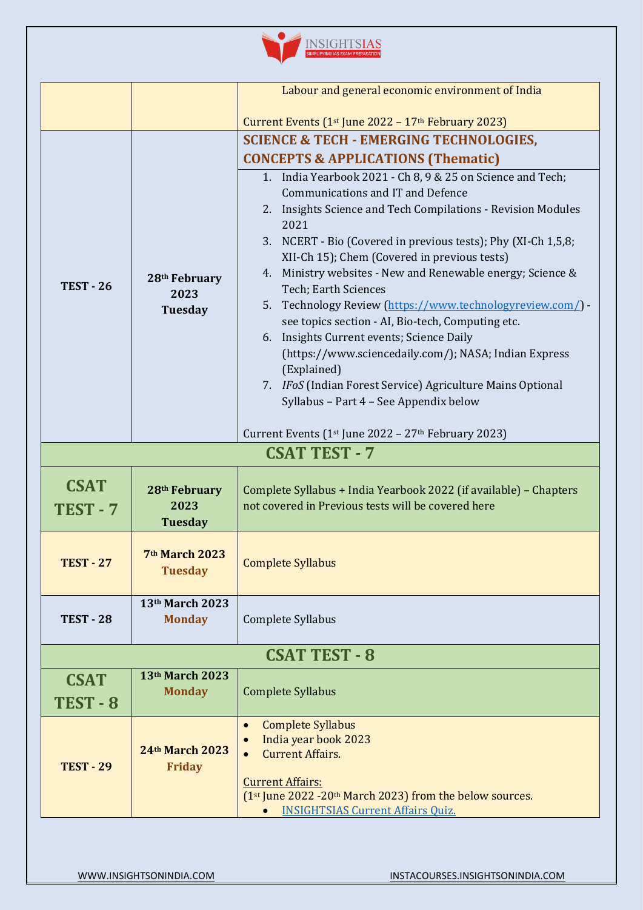| | | |
|---|---|---|
| | | Labour and general economic environment of India<br><br>Current Events (1st June 2022 – 17th February 2023) |
| **TEST - 26** | **28th February 2023 Tuesday** | **SCIENCE & TECH - EMERGING TECHNOLOGIES, CONCEPTS & APPLICATIONS (Thematic)**<br><br>1. India Yearbook 2021 - Ch 8, 9 & 25 on Science and Tech; Communications and IT and Defence<br>2. Insights Science and Tech Compilations - Revision Modules 2021<br>3. NCERT - Bio (Covered in previous tests); Phy (XI-Ch 1,5,8; XII-Ch 15); Chem (Covered in previous tests)<br>4. Ministry websites - New and Renewable energy; Science & Tech; Earth Sciences<br>5. Technology Review (https://www.technologyreview.com/) - see topics section - AI, Bio-tech, Computing etc.<br>6. Insights Current events; Science Daily (https://www.sciencedaily.com/); NASA; Indian Express (Explained)<br>7. *IFoS* (Indian Forest Service) Agriculture Mains Optional Syllabus – Part 4 – See Appendix below<br><br>Current Events (1st June 2022 – 27th February 2023) |
| **CSAT TEST - 7** | | |
| **CSAT TEST - 7** | **28th February 2023 Tuesday** | Complete Syllabus + India Yearbook 2022 (if available) – Chapters not covered in Previous tests will be covered here |
| **TEST - 27** | **7th March 2023 Tuesday** | Complete Syllabus |
| **TEST - 28** | **13th March 2023 Monday** | Complete Syllabus |
| **CSAT TEST - 8** | | |
| **CSAT TEST - 8** | **13th March 2023 Monday** | Complete Syllabus |
| **TEST - 29** | **24th March 2023 Friday** | • Complete Syllabus<br>• India year book 2023<br>• Current Affairs.<br><br>Current Affairs:<br>(1st June 2022 -20th March 2023) from the below sources.<br>• INSIGHTSIAS Current Affairs Quiz. |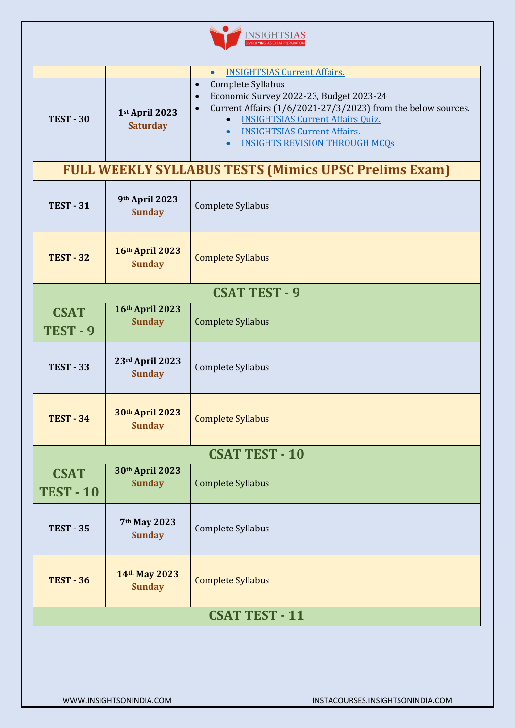| | | |
|---|---|---|
| | | • INSIGHTSIAS Current Affairs. |
| **TEST - 30** | **1st April 2023** **Saturday** | • Complete Syllabus<br>• Economic Survey 2022-23, Budget 2023-24<br>• Current Affairs (1/6/2021-27/3/2023) from the below sources.<br>  • INSIGHTSIAS Current Affairs Quiz.<br>  • INSIGHTSIAS Current Affairs.<br>  • INSIGHTS REVISION THROUGH MCQs |
| **FULL WEEKLY SYLLABUS TESTS (Mimics UPSC Prelims Exam)** | | |
| **TEST - 31** | **9th April 2023** **Sunday** | Complete Syllabus |
| **TEST - 32** | **16th April 2023** **Sunday** | Complete Syllabus |
| **CSAT TEST - 9** | | |
| **CSAT TEST - 9** | **16th April 2023** **Sunday** | Complete Syllabus |
| **TEST - 33** | **23rd April 2023** **Sunday** | Complete Syllabus |
| **TEST - 34** | **30th April 2023** **Sunday** | Complete Syllabus |
| **CSAT TEST - 10** | | |
| **CSAT TEST - 10** | **30th April 2023** **Sunday** | Complete Syllabus |
| **TEST - 35** | **7th May 2023** **Sunday** | Complete Syllabus |
| **TEST - 36** | **14th May 2023** **Sunday** | Complete Syllabus |
| **CSAT TEST - 11** | | |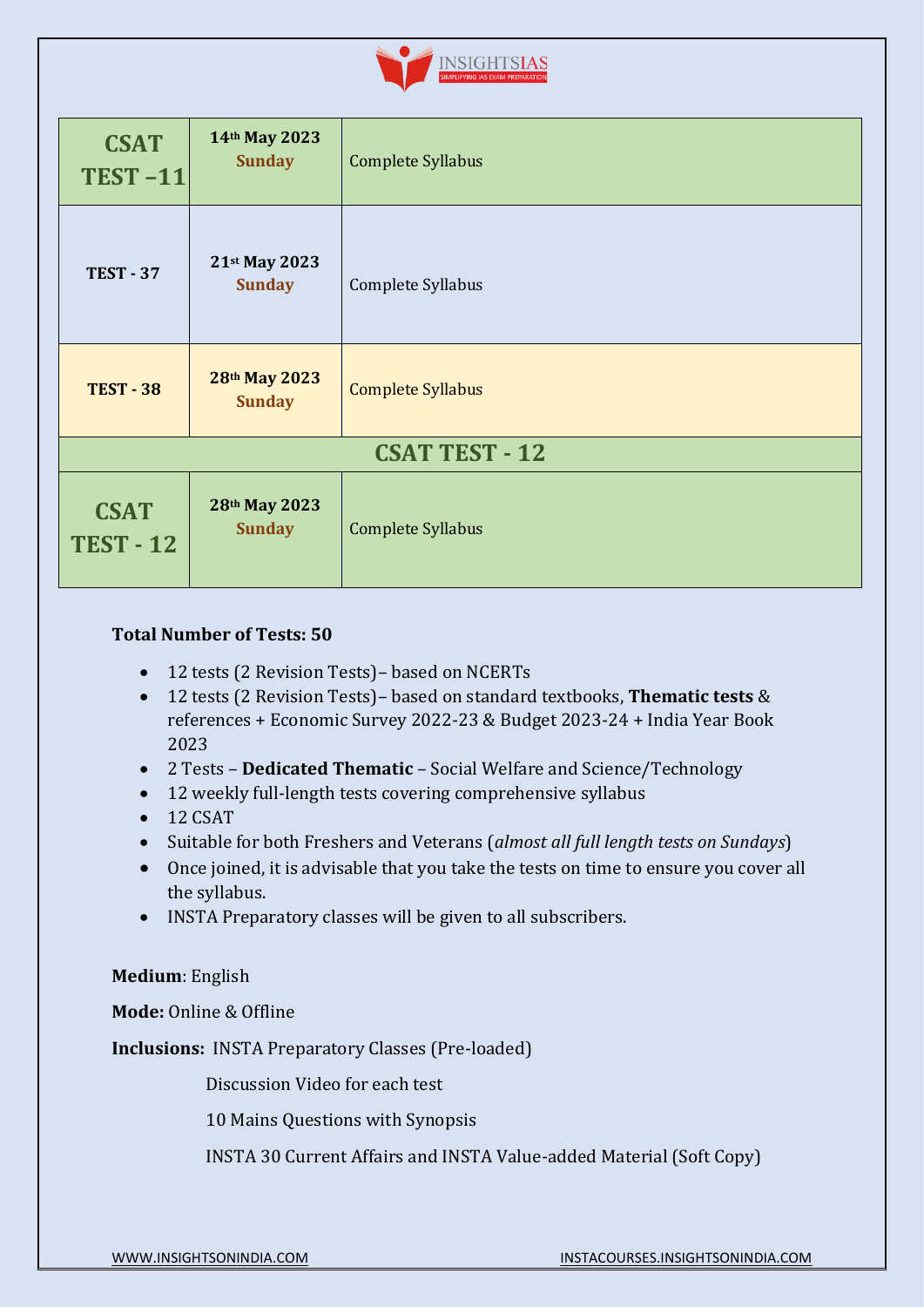| | | |
|---|---|---|
| **CSAT TEST –11** | **14th May 2023 Sunday** | Complete Syllabus |
| **TEST - 37** | **21st May 2023 Sunday** | Complete Syllabus |
| **TEST - 38** | **28th May 2023 Sunday** | Complete Syllabus |
| **CSAT TEST - 12** | | |
| **CSAT TEST - 12** | **28th May 2023 Sunday** | Complete Syllabus |

**Total Number of Tests: 50**

- 12 tests (2 Revision Tests)– based on NCERTs
- 12 tests (2 Revision Tests)– based on standard textbooks, **Thematic tests** & references + Economic Survey 2022-23 & Budget 2023-24 + India Year Book 2023
- 2 Tests – **Dedicated Thematic** – Social Welfare and Science/Technology
- 12 weekly full-length tests covering comprehensive syllabus
- 12 CSAT
- Suitable for both Freshers and Veterans (*almost all full length tests on Sundays*)
- Once joined, it is advisable that you take the tests on time to ensure you cover all the syllabus.
- INSTA Preparatory classes will be given to all subscribers.

**Medium**: English

**Mode:** Online & Offline

**Inclusions:** INSTA Preparatory Classes (Pre-loaded)

Discussion Video for each test

10 Mains Questions with Synopsis

INSTA 30 Current Affairs and INSTA Value-added Material (Soft Copy)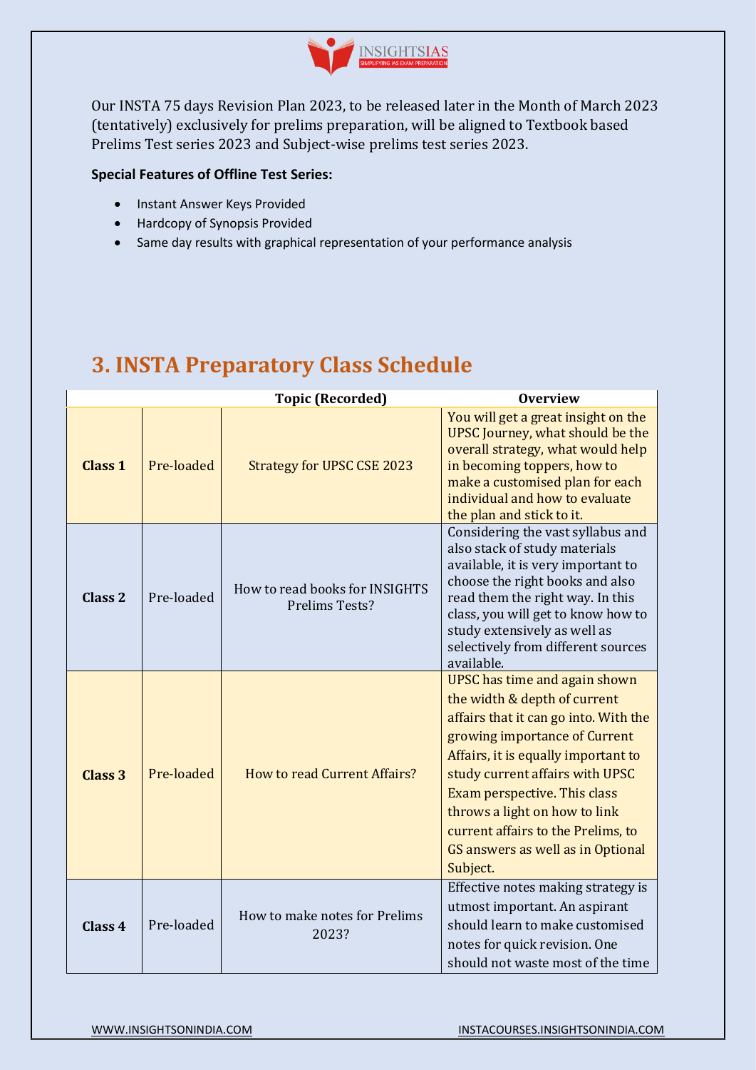Our INSTA 75 days Revision Plan 2023, to be released later in the Month of March 2023 (tentatively) exclusively for prelims preparation, will be aligned to Textbook based Prelims Test series 2023 and Subject-wise prelims test series 2023.

**Special Features of Offline Test Series:**

- Instant Answer Keys Provided
- Hardcopy of Synopsis Provided
- Same day results with graphical representation of your performance analysis

## 3. INSTA Preparatory Class Schedule

| | | Topic (Recorded) | Overview |
|---|---|---|---|
| **Class 1** | Pre-loaded | Strategy for UPSC CSE 2023 | You will get a great insight on the UPSC Journey, what should be the overall strategy, what would help in becoming toppers, how to make a customised plan for each individual and how to evaluate the plan and stick to it. |
| **Class 2** | Pre-loaded | How to read books for INSIGHTS Prelims Tests? | Considering the vast syllabus and also stack of study materials available, it is very important to choose the right books and also read them the right way. In this class, you will get to know how to study extensively as well as selectively from different sources available. |
| **Class 3** | Pre-loaded | How to read Current Affairs? | UPSC has time and again shown the width & depth of current affairs that it can go into. With the growing importance of Current Affairs, it is equally important to study current affairs with UPSC Exam perspective. This class throws a light on how to link current affairs to the Prelims, to GS answers as well as in Optional Subject. |
| **Class 4** | Pre-loaded | How to make notes for Prelims 2023? | Effective notes making strategy is utmost important. An aspirant should learn to make customised notes for quick revision. One should not waste most of the time |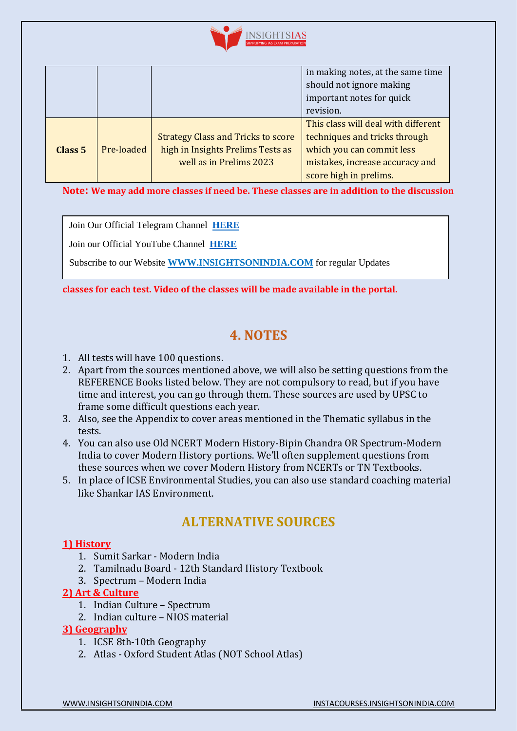|  |  |  | in making notes, at the same time should not ignore making important notes for quick revision. |
|---|---|---|---|
| **Class 5** | Pre-loaded | Strategy Class and Tricks to score high in Insights Prelims Tests as well as in Prelims 2023 | This class will deal with different techniques and tricks through which you can commit less mistakes, increase accuracy and score high in prelims. |

**Note: We may add more classes if need be. These classes are in addition to the discussion classes for each test. Video of the classes will be made available in the portal.**

Join Our Official Telegram Channel **HERE**

Join our Official YouTube Channel **HERE**

Subscribe to our Website **WWW.INSIGHTSONINDIA.COM** for regular Updates

## 4. NOTES

1. All tests will have 100 questions.
2. Apart from the sources mentioned above, we will also be setting questions from the REFERENCE Books listed below. They are not compulsory to read, but if you have time and interest, you can go through them. These sources are used by UPSC to frame some difficult questions each year.
3. Also, see the Appendix to cover areas mentioned in the Thematic syllabus in the tests.
4. You can also use Old NCERT Modern History-Bipin Chandra OR Spectrum-Modern India to cover Modern History portions. We'll often supplement questions from these sources when we cover Modern History from NCERTs or TN Textbooks.
5. In place of ICSE Environmental Studies, you can also use standard coaching material like Shankar IAS Environment.

## ALTERNATIVE SOURCES

**1) History**

1. Sumit Sarkar - Modern India
2. Tamilnadu Board - 12th Standard History Textbook
3. Spectrum – Modern India

**2) Art & Culture**

1. Indian Culture – Spectrum
2. Indian culture – NIOS material

**3) Geography**

1. ICSE 8th-10th Geography
2. Atlas - Oxford Student Atlas (NOT School Atlas)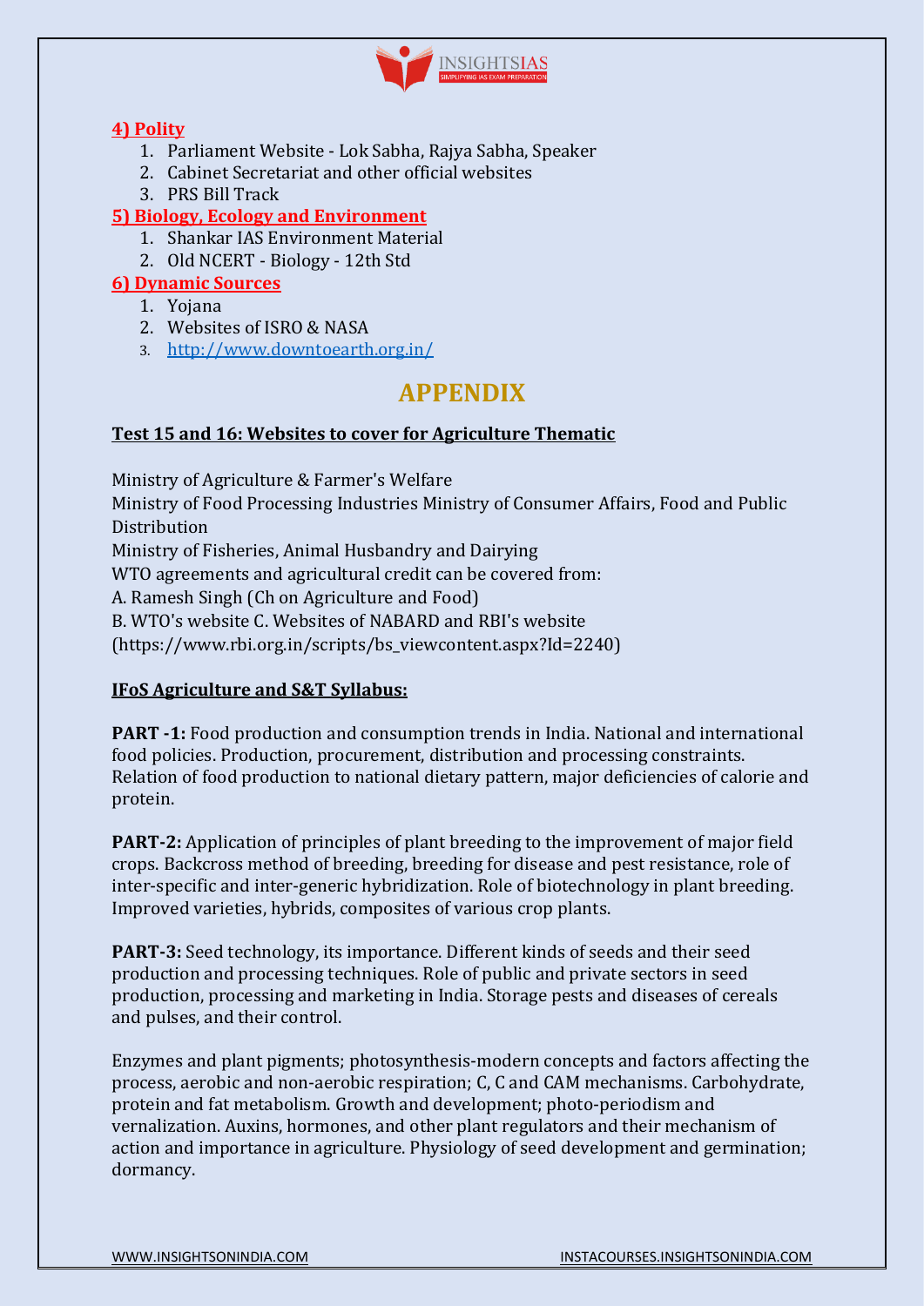**4) Polity**

1. Parliament Website - Lok Sabha, Rajya Sabha, Speaker
2. Cabinet Secretariat and other official websites
3. PRS Bill Track

**5) Biology, Ecology and Environment**

1. Shankar IAS Environment Material
2. Old NCERT - Biology - 12th Std

**6) Dynamic Sources**

1. Yojana
2. Websites of ISRO & NASA
3. http://www.downtoearth.org.in/

# APPENDIX

**Test 15 and 16: Websites to cover for Agriculture Thematic**

Ministry of Agriculture & Farmer's Welfare
Ministry of Food Processing Industries Ministry of Consumer Affairs, Food and Public Distribution
Ministry of Fisheries, Animal Husbandry and Dairying
WTO agreements and agricultural credit can be covered from:
A. Ramesh Singh (Ch on Agriculture and Food)
B. WTO's website C. Websites of NABARD and RBI's website (https://www.rbi.org.in/scripts/bs_viewcontent.aspx?Id=2240)

**IFoS Agriculture and S&T Syllabus:**

**PART -1:** Food production and consumption trends in India. National and international food policies. Production, procurement, distribution and processing constraints. Relation of food production to national dietary pattern, major deficiencies of calorie and protein.

**PART-2:** Application of principles of plant breeding to the improvement of major field crops. Backcross method of breeding, breeding for disease and pest resistance, role of inter-specific and inter-generic hybridization. Role of biotechnology in plant breeding. Improved varieties, hybrids, composites of various crop plants.

**PART-3:** Seed technology, its importance. Different kinds of seeds and their seed production and processing techniques. Role of public and private sectors in seed production, processing and marketing in India. Storage pests and diseases of cereals and pulses, and their control.

Enzymes and plant pigments; photosynthesis-modern concepts and factors affecting the process, aerobic and non-aerobic respiration; C, C and CAM mechanisms. Carbohydrate, protein and fat metabolism. Growth and development; photo-periodism and vernalization. Auxins, hormones, and other plant regulators and their mechanism of action and importance in agriculture. Physiology of seed development and germination; dormancy.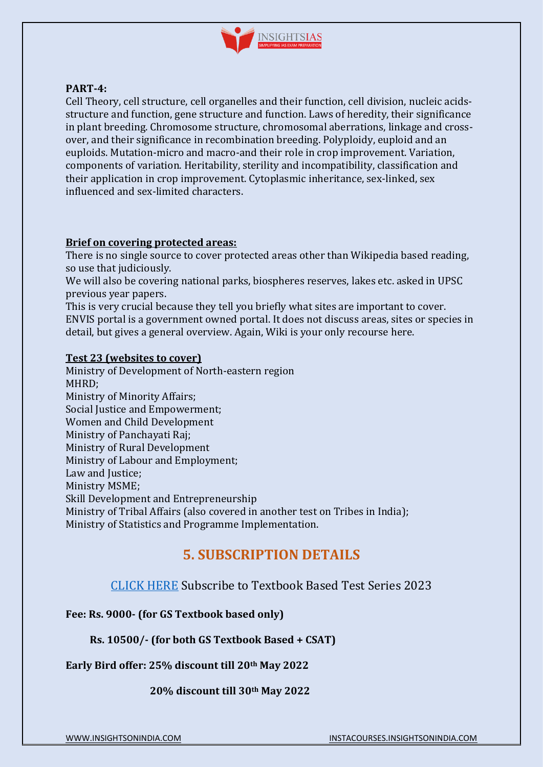**PART-4:**

Cell Theory, cell structure, cell organelles and their function, cell division, nucleic acids- structure and function, gene structure and function. Laws of heredity, their significance in plant breeding. Chromosome structure, chromosomal aberrations, linkage and cross- over, and their significance in recombination breeding. Polyploidy, euploid and an euploids. Mutation-micro and macro-and their role in crop improvement. Variation, components of variation. Heritability, sterility and incompatibility, classification and their application in crop improvement. Cytoplasmic inheritance, sex-linked, sex influenced and sex-limited characters.

**Brief on covering protected areas:**

There is no single source to cover protected areas other than Wikipedia based reading, so use that judiciously.

We will also be covering national parks, biospheres reserves, lakes etc. asked in UPSC previous year papers.

This is very crucial because they tell you briefly what sites are important to cover.

ENVIS portal is a government owned portal. It does not discuss areas, sites or species in detail, but gives a general overview. Again, Wiki is your only recourse here.

**Test 23 (websites to cover)**

Ministry of Development of North-eastern region
MHRD;
Ministry of Minority Affairs;
Social Justice and Empowerment;
Women and Child Development
Ministry of Panchayati Raj;
Ministry of Rural Development
Ministry of Labour and Employment;
Law and Justice;
Ministry MSME;
Skill Development and Entrepreneurship
Ministry of Tribal Affairs (also covered in another test on Tribes in India);
Ministry of Statistics and Programme Implementation.

## 5. SUBSCRIPTION DETAILS

CLICK HERE Subscribe to Textbook Based Test Series 2023

**Fee: Rs. 9000- (for GS Textbook based only)**

**Rs. 10500/- (for both GS Textbook Based + CSAT)**

**Early Bird offer: 25% discount till 20th May 2022**

**20% discount till 30th May 2022**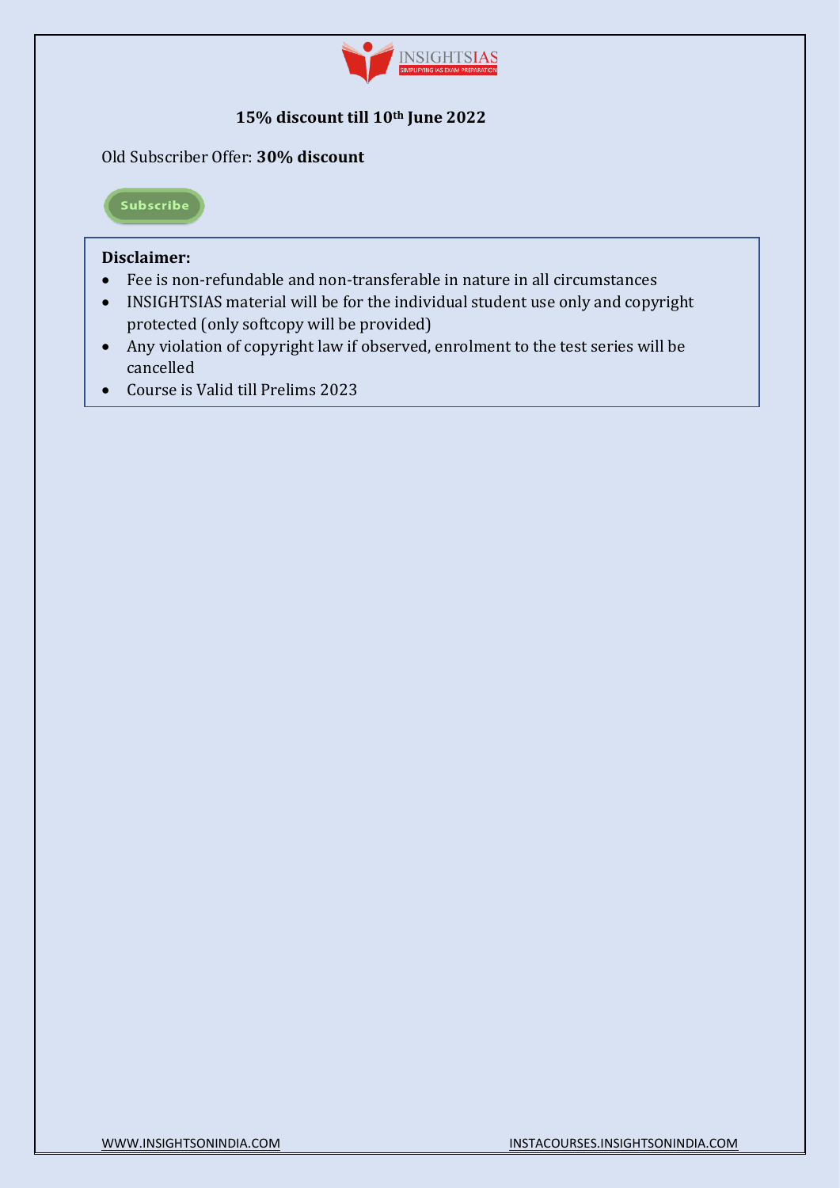**15% discount till 10th June 2022**

Old Subscriber Offer: **30% discount**

Subscribe

**Disclaimer:**

- Fee is non-refundable and non-transferable in nature in all circumstances
- INSIGHTSIAS material will be for the individual student use only and copyright protected (only softcopy will be provided)
- Any violation of copyright law if observed, enrolment to the test series will be cancelled
- Course is Valid till Prelims 2023